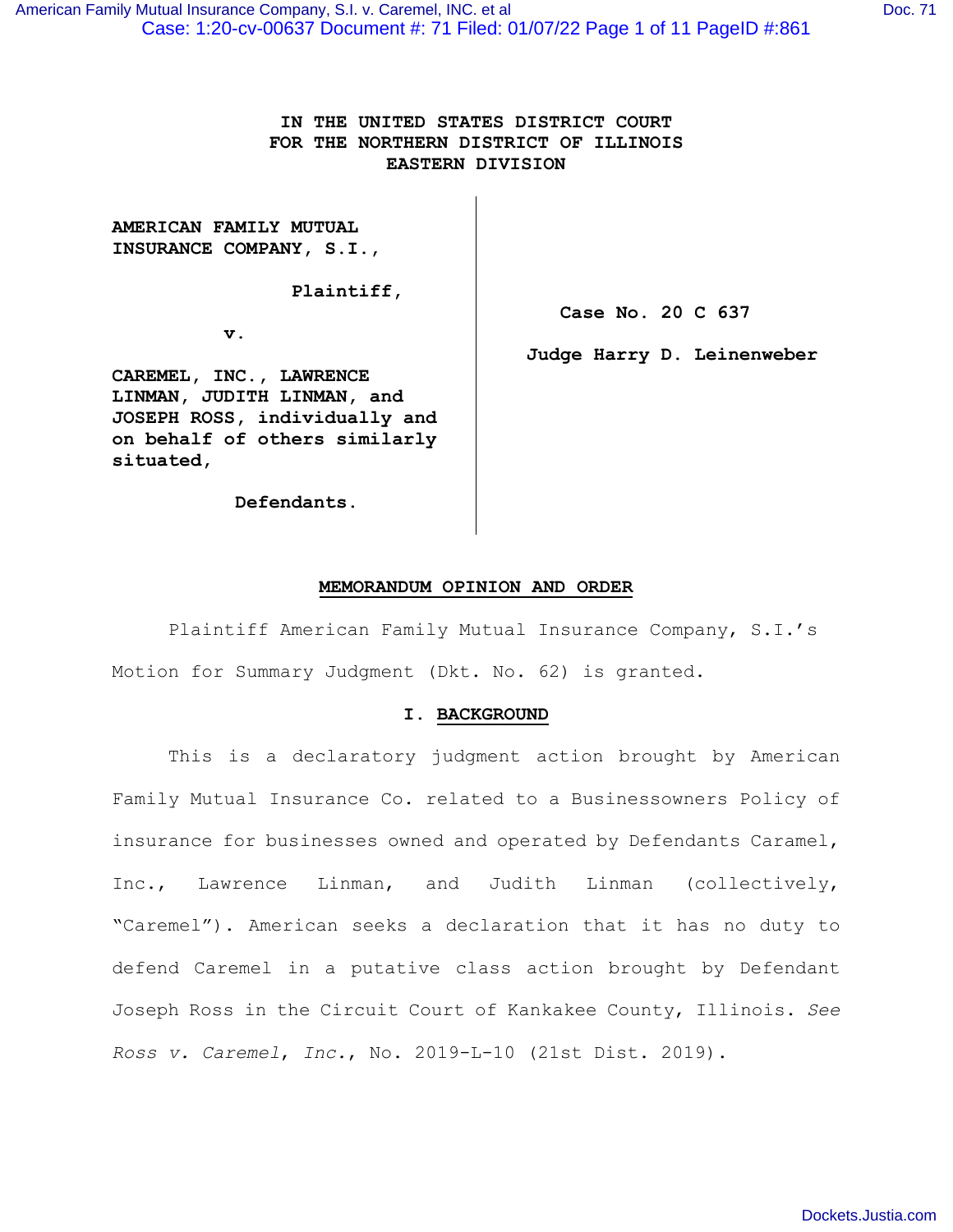IN THE UNITED STATES DISTRICT COURT
FOR THE NORTHERN DISTRICT OF ILLINOIS
EASTERN DIVISION

| | |
|---|---|
| **AMERICAN FAMILY MUTUAL INSURANCE COMPANY, S.I.,**<br><br>**Plaintiff,**<br><br>**v.**<br><br>**CAREMEL, INC., LAWRENCE LINMAN, JUDITH LINMAN, and JOSEPH ROSS, individually and on behalf of others similarly situated,**<br><br>**Defendants.** | **Case No. 20 C 637**<br><br>**Judge Harry D. Leinenweber** |

## MEMORANDUM OPINION AND ORDER

Plaintiff American Family Mutual Insurance Company, S.I.'s Motion for Summary Judgment (Dkt. No. 62) is granted.

### I. BACKGROUND

This is a declaratory judgment action brought by American Family Mutual Insurance Co. related to a Businessowners Policy of insurance for businesses owned and operated by Defendants Caramel, Inc., Lawrence Linman, and Judith Linman (collectively, "Caremel"). American seeks a declaration that it has no duty to defend Caremel in a putative class action brought by Defendant Joseph Ross in the Circuit Court of Kankakee County, Illinois. *See Ross v. Caremel, Inc.*, No. 2019-L-10 (21st Dist. 2019).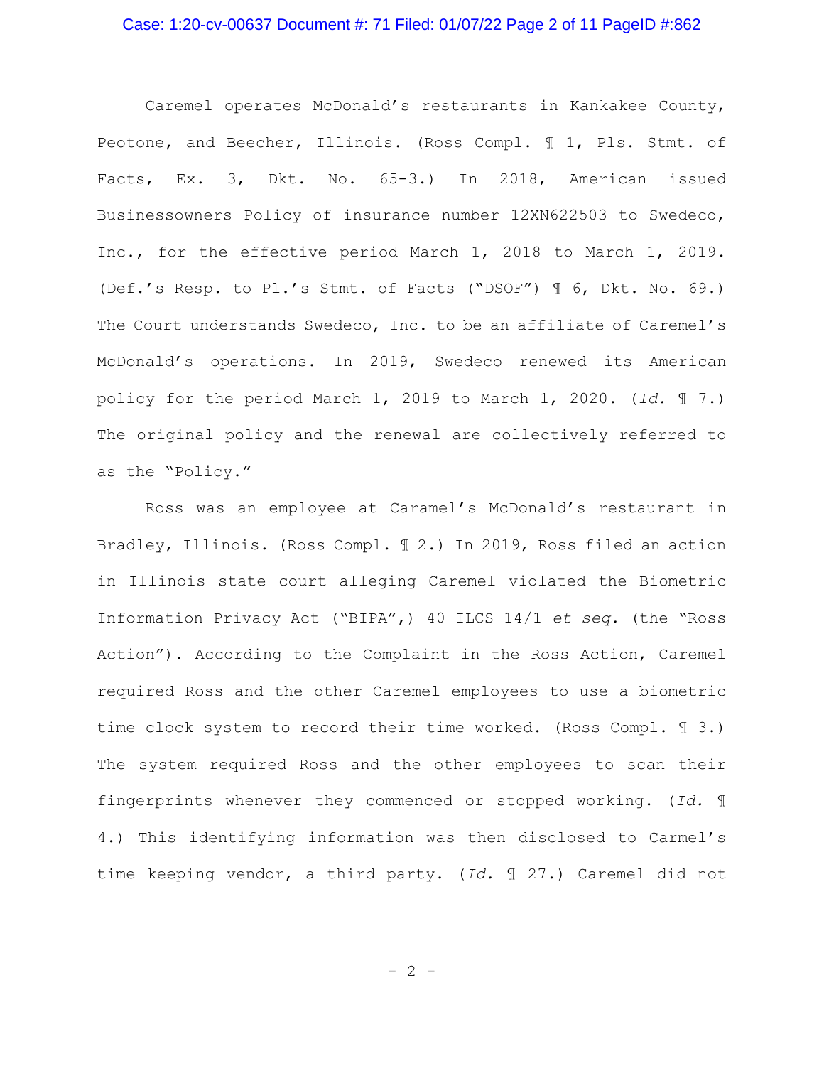Caremel operates McDonald's restaurants in Kankakee County, Peotone, and Beecher, Illinois. (Ross Compl. ¶ 1, Pls. Stmt. of Facts, Ex. 3, Dkt. No. 65-3.) In 2018, American issued Businessowners Policy of insurance number 12XN622503 to Swedeco, Inc., for the effective period March 1, 2018 to March 1, 2019. (Def.'s Resp. to Pl.'s Stmt. of Facts ("DSOF") ¶ 6, Dkt. No. 69.) The Court understands Swedeco, Inc. to be an affiliate of Caremel's McDonald's operations. In 2019, Swedeco renewed its American policy for the period March 1, 2019 to March 1, 2020. (*Id.* ¶ 7.) The original policy and the renewal are collectively referred to as the "Policy."

Ross was an employee at Caramel's McDonald's restaurant in Bradley, Illinois. (Ross Compl. ¶ 2.) In 2019, Ross filed an action in Illinois state court alleging Caremel violated the Biometric Information Privacy Act ("BIPA",) 40 ILCS 14/1 *et seq.* (the "Ross Action"). According to the Complaint in the Ross Action, Caremel required Ross and the other Caremel employees to use a biometric time clock system to record their time worked. (Ross Compl. ¶ 3.) The system required Ross and the other employees to scan their fingerprints whenever they commenced or stopped working. (*Id.* ¶ 4.) This identifying information was then disclosed to Carmel's time keeping vendor, a third party. (*Id.* ¶ 27.) Caremel did not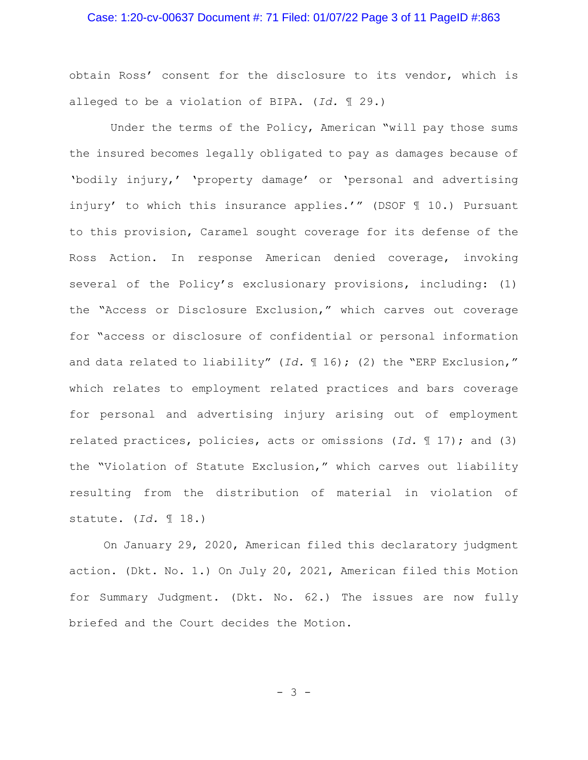obtain Ross' consent for the disclosure to its vendor, which is alleged to be a violation of BIPA. (*Id.* ¶ 29.)

Under the terms of the Policy, American "will pay those sums the insured becomes legally obligated to pay as damages because of 'bodily injury,' 'property damage' or 'personal and advertising injury' to which this insurance applies.'" (DSOF ¶ 10.) Pursuant to this provision, Caramel sought coverage for its defense of the Ross Action. In response American denied coverage, invoking several of the Policy's exclusionary provisions, including: (1) the "Access or Disclosure Exclusion," which carves out coverage for "access or disclosure of confidential or personal information and data related to liability" (*Id.* ¶ 16); (2) the "ERP Exclusion," which relates to employment related practices and bars coverage for personal and advertising injury arising out of employment related practices, policies, acts or omissions (*Id.* ¶ 17); and (3) the "Violation of Statute Exclusion," which carves out liability resulting from the distribution of material in violation of statute. (*Id.* ¶ 18.)

On January 29, 2020, American filed this declaratory judgment action. (Dkt. No. 1.) On July 20, 2021, American filed this Motion for Summary Judgment. (Dkt. No. 62.) The issues are now fully briefed and the Court decides the Motion.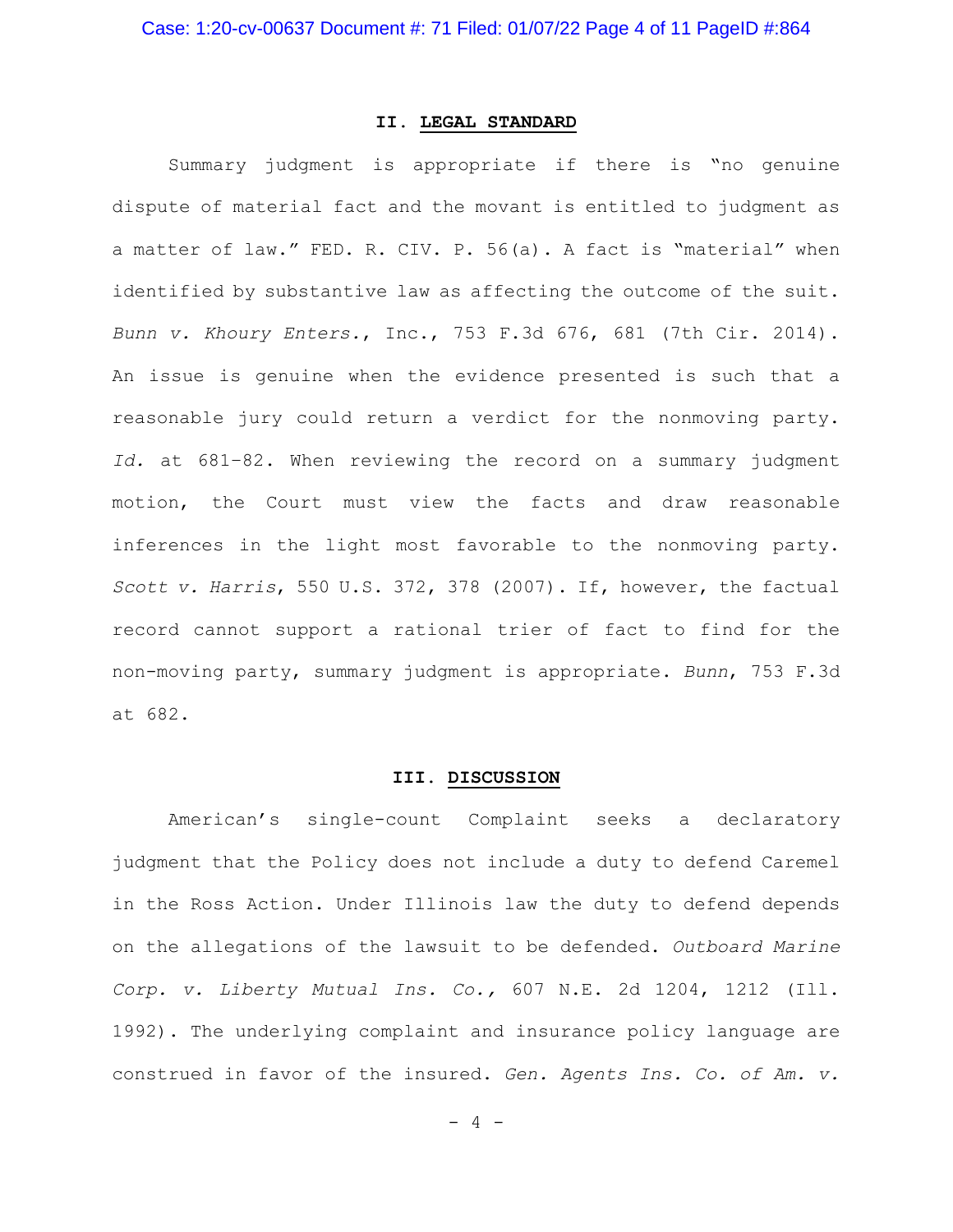## II. LEGAL STANDARD

Summary judgment is appropriate if there is "no genuine dispute of material fact and the movant is entitled to judgment as a matter of law." FED. R. CIV. P. 56(a). A fact is "material" when identified by substantive law as affecting the outcome of the suit. *Bunn v. Khoury Enters.*, Inc., 753 F.3d 676, 681 (7th Cir. 2014). An issue is genuine when the evidence presented is such that a reasonable jury could return a verdict for the nonmoving party. *Id.* at 681–82. When reviewing the record on a summary judgment motion, the Court must view the facts and draw reasonable inferences in the light most favorable to the nonmoving party. *Scott v. Harris*, 550 U.S. 372, 378 (2007). If, however, the factual record cannot support a rational trier of fact to find for the non-moving party, summary judgment is appropriate. *Bunn*, 753 F.3d at 682.

## III. DISCUSSION

American's single-count Complaint seeks a declaratory judgment that the Policy does not include a duty to defend Caremel in the Ross Action. Under Illinois law the duty to defend depends on the allegations of the lawsuit to be defended. *Outboard Marine Corp. v. Liberty Mutual Ins. Co.,* 607 N.E. 2d 1204, 1212 (Ill. 1992). The underlying complaint and insurance policy language are construed in favor of the insured. *Gen. Agents Ins. Co. of Am. v.*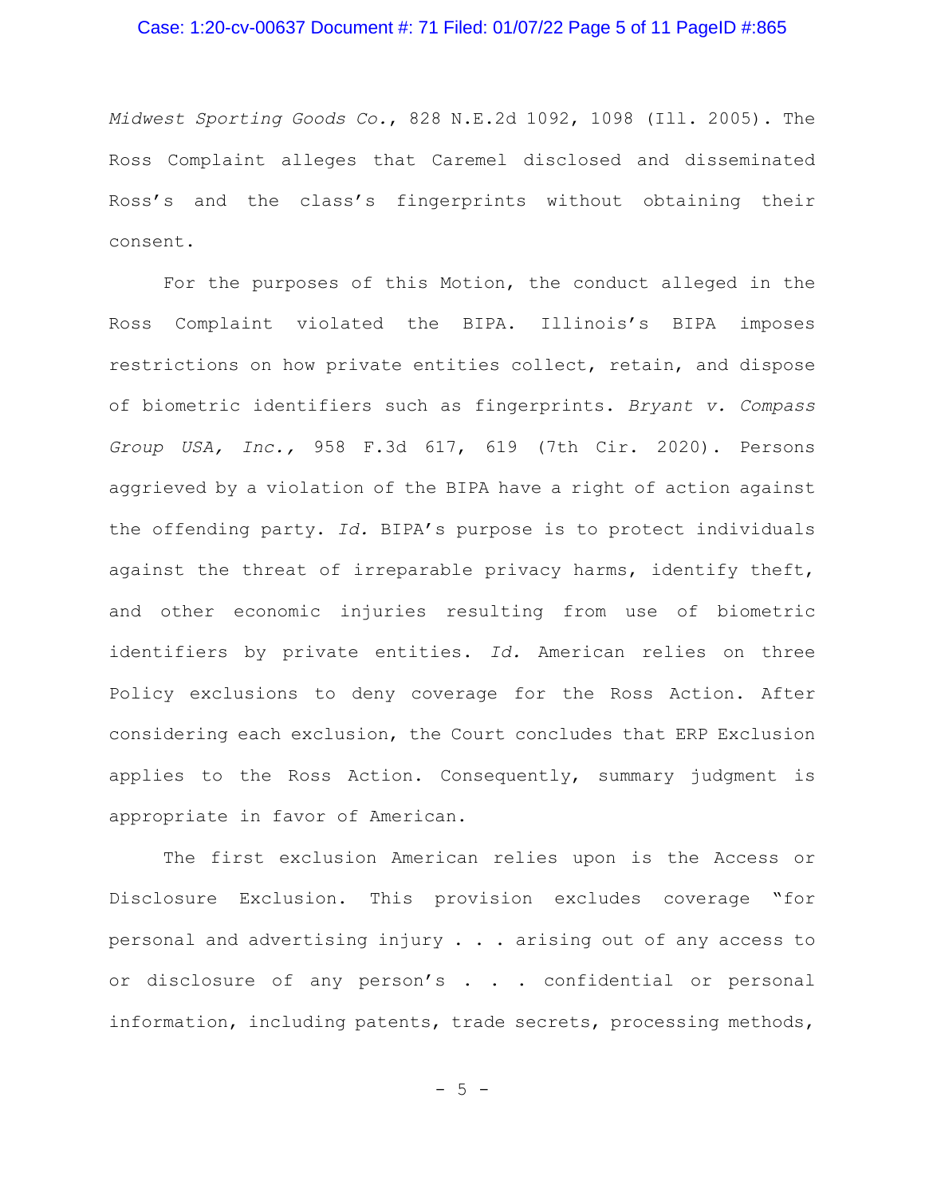*Midwest Sporting Goods Co.*, 828 N.E.2d 1092, 1098 (Ill. 2005). The Ross Complaint alleges that Caremel disclosed and disseminated Ross's and the class's fingerprints without obtaining their consent.

For the purposes of this Motion, the conduct alleged in the Ross Complaint violated the BIPA. Illinois's BIPA imposes restrictions on how private entities collect, retain, and dispose of biometric identifiers such as fingerprints. *Bryant v. Compass Group USA, Inc.,* 958 F.3d 617, 619 (7th Cir. 2020). Persons aggrieved by a violation of the BIPA have a right of action against the offending party. *Id.* BIPA's purpose is to protect individuals against the threat of irreparable privacy harms, identify theft, and other economic injuries resulting from use of biometric identifiers by private entities. *Id.* American relies on three Policy exclusions to deny coverage for the Ross Action. After considering each exclusion, the Court concludes that ERP Exclusion applies to the Ross Action. Consequently, summary judgment is appropriate in favor of American.

The first exclusion American relies upon is the Access or Disclosure Exclusion. This provision excludes coverage "for personal and advertising injury . . . arising out of any access to or disclosure of any person's . . . confidential or personal information, including patents, trade secrets, processing methods,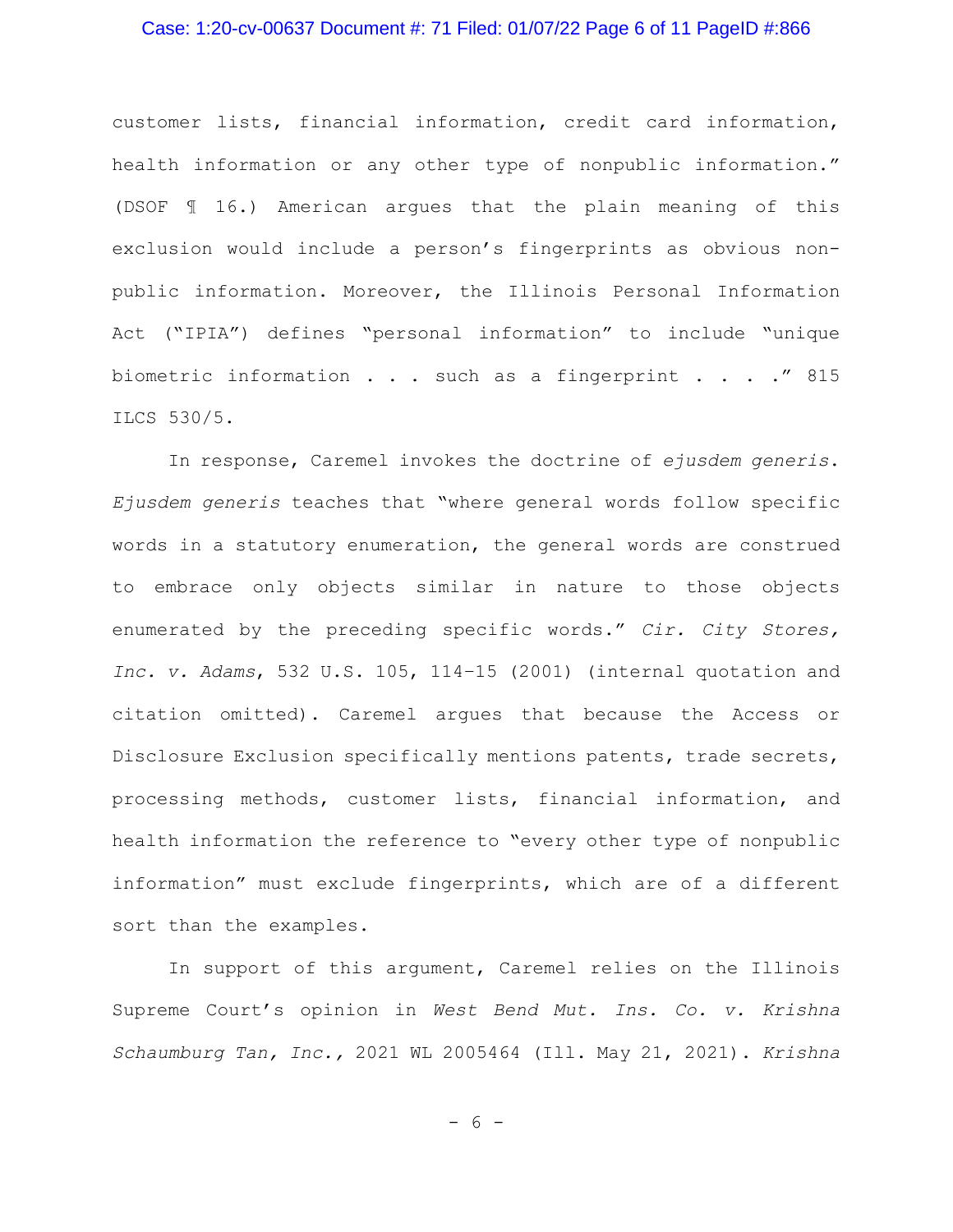customer lists, financial information, credit card information, health information or any other type of nonpublic information." (DSOF ¶ 16.) American argues that the plain meaning of this exclusion would include a person's fingerprints as obvious non-public information. Moreover, the Illinois Personal Information Act ("IPIA") defines "personal information" to include "unique biometric information . . . such as a fingerprint . . . ." 815 ILCS 530/5.

In response, Caremel invokes the doctrine of *ejusdem generis*. *Ejusdem generis* teaches that "where general words follow specific words in a statutory enumeration, the general words are construed to embrace only objects similar in nature to those objects enumerated by the preceding specific words." *Cir. City Stores, Inc. v. Adams*, 532 U.S. 105, 114–15 (2001) (internal quotation and citation omitted). Caremel argues that because the Access or Disclosure Exclusion specifically mentions patents, trade secrets, processing methods, customer lists, financial information, and health information the reference to "every other type of nonpublic information" must exclude fingerprints, which are of a different sort than the examples.

In support of this argument, Caremel relies on the Illinois Supreme Court's opinion in *West Bend Mut. Ins. Co. v. Krishna Schaumburg Tan, Inc.,* 2021 WL 2005464 (Ill. May 21, 2021). *Krishna*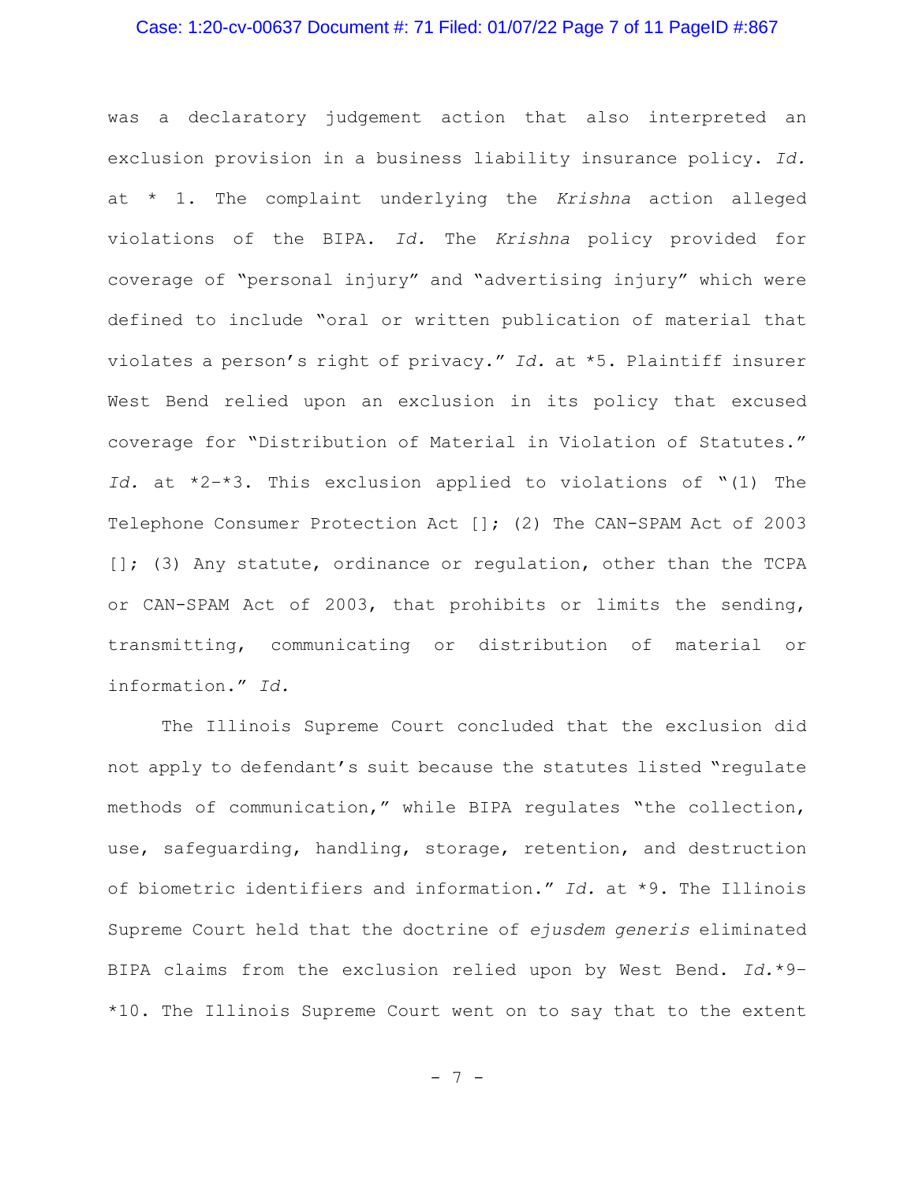was a declaratory judgement action that also interpreted an exclusion provision in a business liability insurance policy. *Id.* at * 1. The complaint underlying the *Krishna* action alleged violations of the BIPA. *Id.* The *Krishna* policy provided for coverage of "personal injury" and "advertising injury" which were defined to include "oral or written publication of material that violates a person's right of privacy." *Id.* at *5. Plaintiff insurer West Bend relied upon an exclusion in its policy that excused coverage for "Distribution of Material in Violation of Statutes." *Id.* at *2-*3. This exclusion applied to violations of "(1) The Telephone Consumer Protection Act []; (2) The CAN-SPAM Act of 2003 []; (3) Any statute, ordinance or regulation, other than the TCPA or CAN-SPAM Act of 2003, that prohibits or limits the sending, transmitting, communicating or distribution of material or information." *Id.*

The Illinois Supreme Court concluded that the exclusion did not apply to defendant's suit because the statutes listed "regulate methods of communication," while BIPA regulates "the collection, use, safeguarding, handling, storage, retention, and destruction of biometric identifiers and information." *Id.* at *9. The Illinois Supreme Court held that the doctrine of *ejusdem generis* eliminated BIPA claims from the exclusion relied upon by West Bend. *Id.*\*9-\*10. The Illinois Supreme Court went on to say that to the extent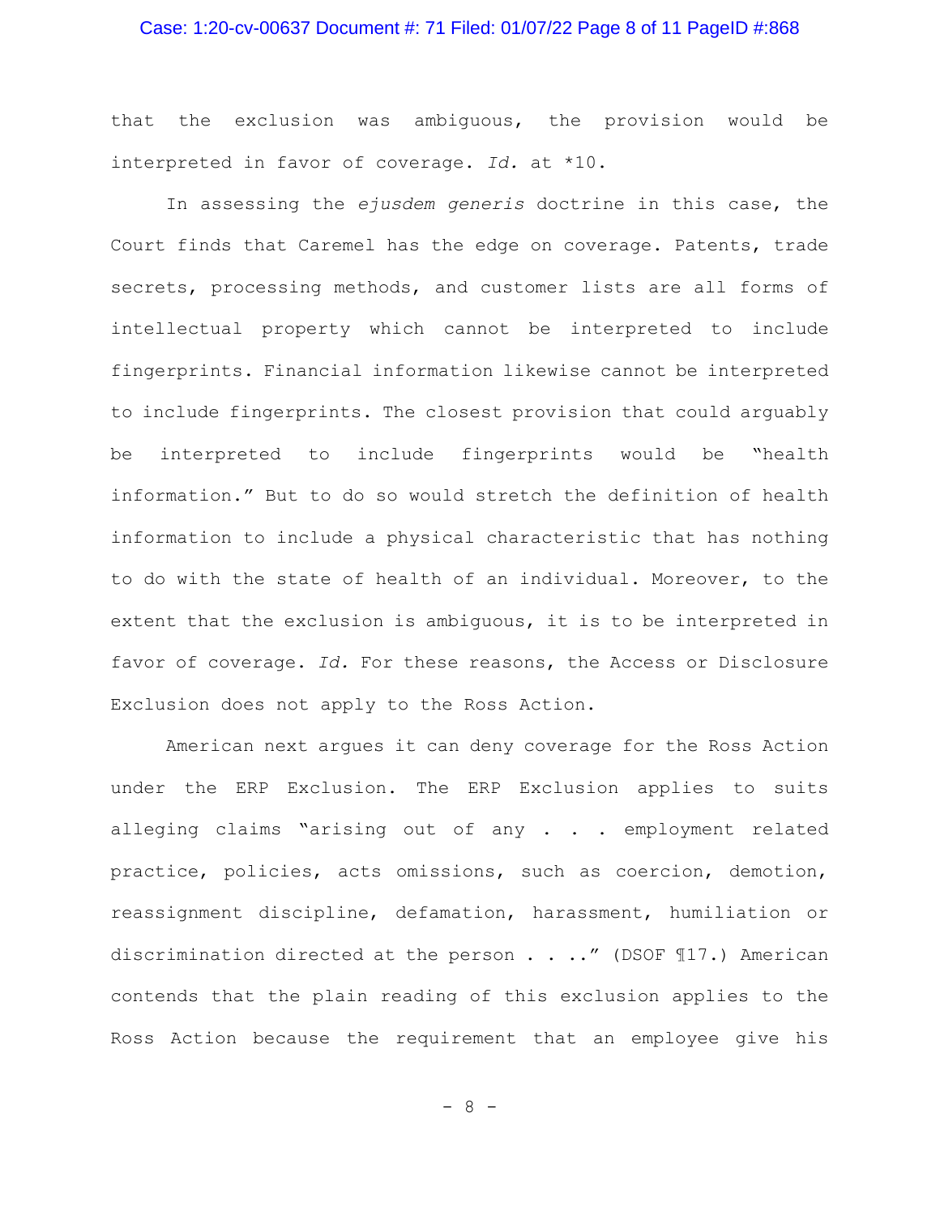that the exclusion was ambiguous, the provision would be interpreted in favor of coverage. *Id.* at *10.

In assessing the *ejusdem generis* doctrine in this case, the Court finds that Caremel has the edge on coverage. Patents, trade secrets, processing methods, and customer lists are all forms of intellectual property which cannot be interpreted to include fingerprints. Financial information likewise cannot be interpreted to include fingerprints. The closest provision that could arguably be interpreted to include fingerprints would be "health information." But to do so would stretch the definition of health information to include a physical characteristic that has nothing to do with the state of health of an individual. Moreover, to the extent that the exclusion is ambiguous, it is to be interpreted in favor of coverage. *Id.* For these reasons, the Access or Disclosure Exclusion does not apply to the Ross Action.

American next argues it can deny coverage for the Ross Action under the ERP Exclusion. The ERP Exclusion applies to suits alleging claims "arising out of any . . . employment related practice, policies, acts omissions, such as coercion, demotion, reassignment discipline, defamation, harassment, humiliation or discrimination directed at the person . . .." (DSOF ¶17.) American contends that the plain reading of this exclusion applies to the Ross Action because the requirement that an employee give his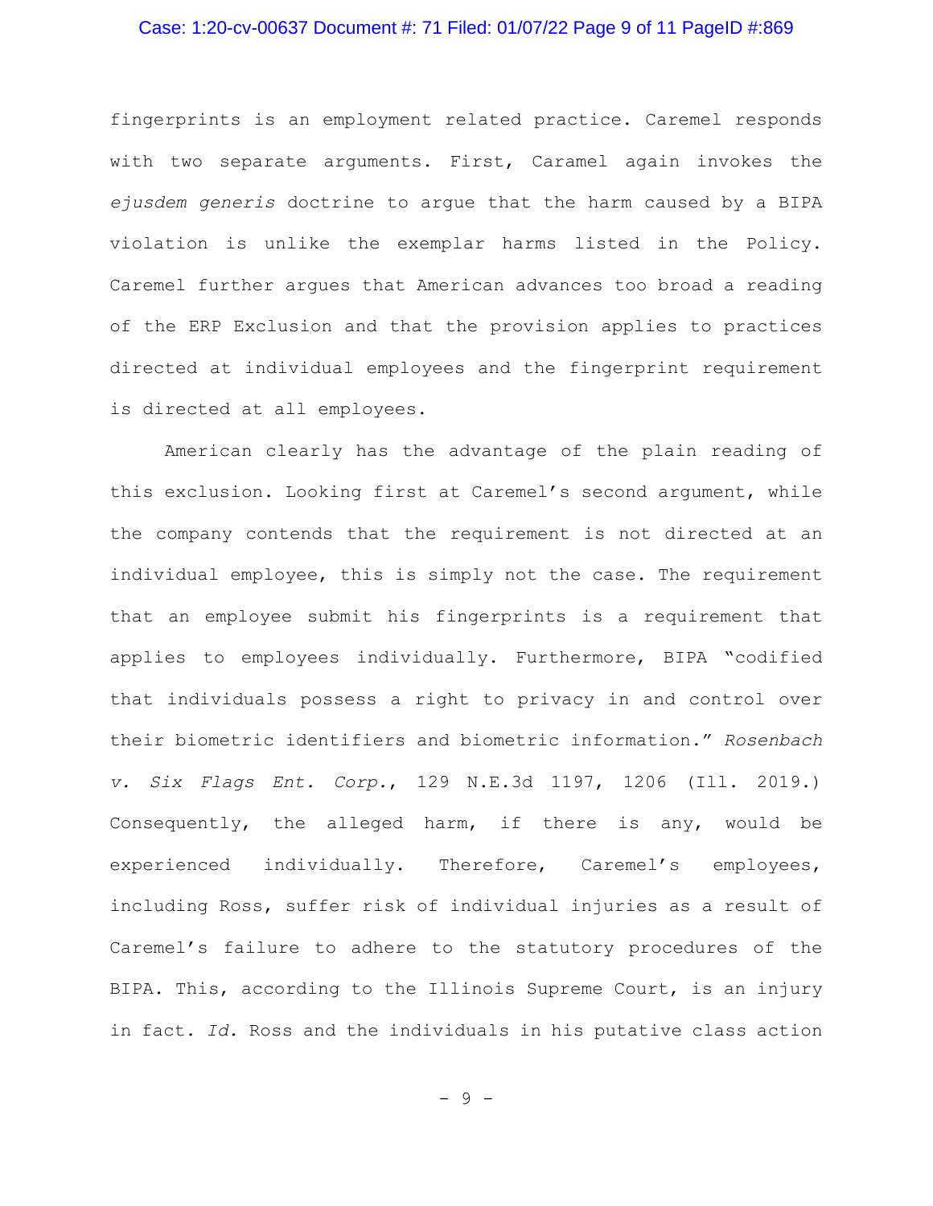fingerprints is an employment related practice. Caremel responds with two separate arguments. First, Caramel again invokes the *ejusdem generis* doctrine to argue that the harm caused by a BIPA violation is unlike the exemplar harms listed in the Policy. Caremel further argues that American advances too broad a reading of the ERP Exclusion and that the provision applies to practices directed at individual employees and the fingerprint requirement is directed at all employees.

American clearly has the advantage of the plain reading of this exclusion. Looking first at Caremel's second argument, while the company contends that the requirement is not directed at an individual employee, this is simply not the case. The requirement that an employee submit his fingerprints is a requirement that applies to employees individually. Furthermore, BIPA "codified that individuals possess a right to privacy in and control over their biometric identifiers and biometric information." *Rosenbach v. Six Flags Ent. Corp.*, 129 N.E.3d 1197, 1206 (Ill. 2019.) Consequently, the alleged harm, if there is any, would be experienced individually. Therefore, Caremel's employees, including Ross, suffer risk of individual injuries as a result of Caremel's failure to adhere to the statutory procedures of the BIPA. This, according to the Illinois Supreme Court, is an injury in fact. *Id.* Ross and the individuals in his putative class action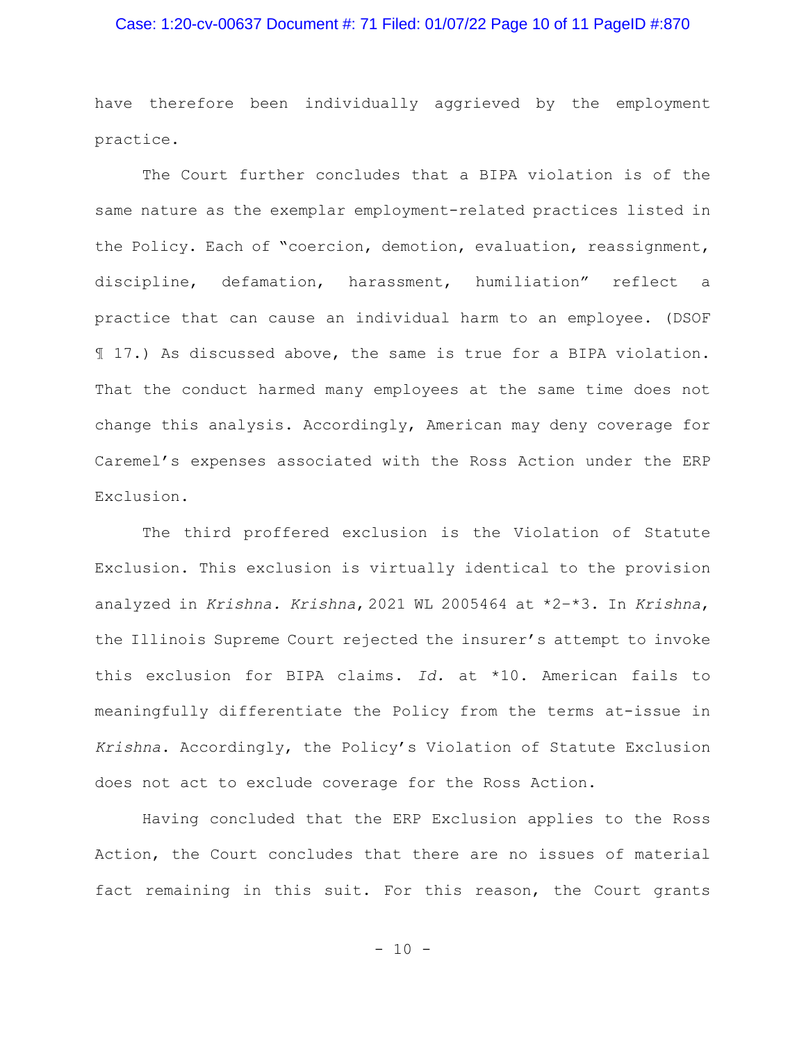have therefore been individually aggrieved by the employment practice.

The Court further concludes that a BIPA violation is of the same nature as the exemplar employment-related practices listed in the Policy. Each of "coercion, demotion, evaluation, reassignment, discipline, defamation, harassment, humiliation" reflect a practice that can cause an individual harm to an employee. (DSOF ¶ 17.) As discussed above, the same is true for a BIPA violation. That the conduct harmed many employees at the same time does not change this analysis. Accordingly, American may deny coverage for Caremel's expenses associated with the Ross Action under the ERP Exclusion.

The third proffered exclusion is the Violation of Statute Exclusion. This exclusion is virtually identical to the provision analyzed in *Krishna*. *Krishna*, 2021 WL 2005464 at *2-*3. In *Krishna*, the Illinois Supreme Court rejected the insurer's attempt to invoke this exclusion for BIPA claims. *Id.* at *10. American fails to meaningfully differentiate the Policy from the terms at-issue in *Krishna*. Accordingly, the Policy's Violation of Statute Exclusion does not act to exclude coverage for the Ross Action.

Having concluded that the ERP Exclusion applies to the Ross Action, the Court concludes that there are no issues of material fact remaining in this suit. For this reason, the Court grants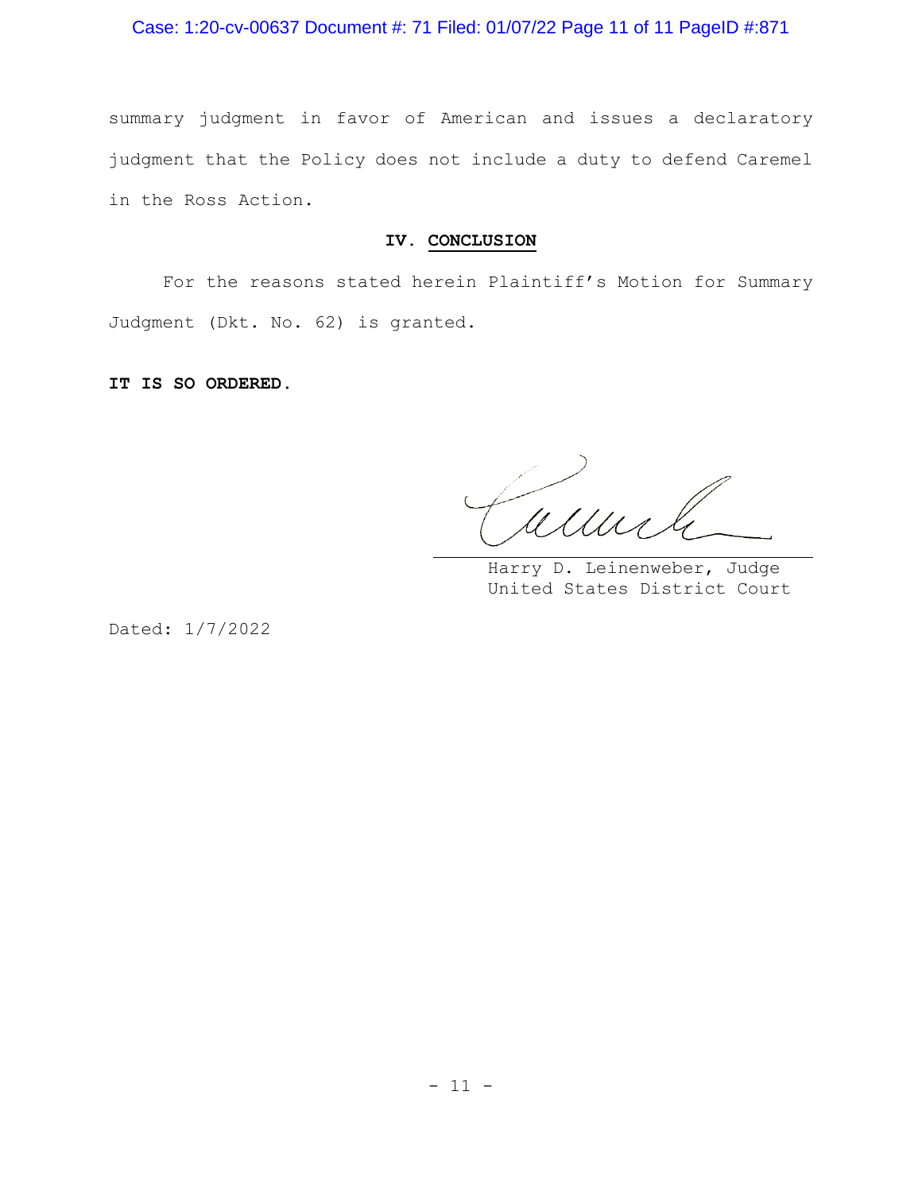summary judgment in favor of American and issues a declaratory judgment that the Policy does not include a duty to defend Caremel in the Ross Action.

## IV. CONCLUSION

For the reasons stated herein Plaintiff's Motion for Summary Judgment (Dkt. No. 62) is granted.

**IT IS SO ORDERED.**

Harry D. Leinenweber, Judge
United States District Court

Dated: 1/7/2022